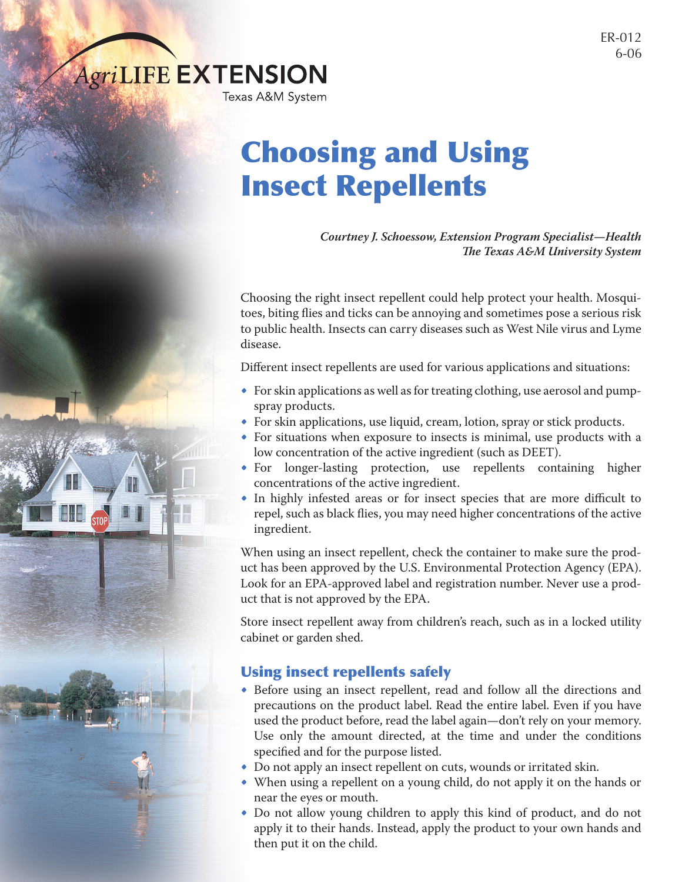ER-012
6-06

AgriLIFE EXTENSION
Texas A&M System

# Choosing and Using Insect Repellents

*Courtney J. Schoessow, Extension Program Specialist—Health*
*The Texas A&M University System*

Choosing the right insect repellent could help protect your health. Mosquitoes, biting flies and ticks can be annoying and sometimes pose a serious risk to public health. Insects can carry diseases such as West Nile virus and Lyme disease.

Different insect repellents are used for various applications and situations:

- For skin applications as well as for treating clothing, use aerosol and pump-spray products.
- For skin applications, use liquid, cream, lotion, spray or stick products.
- For situations when exposure to insects is minimal, use products with a low concentration of the active ingredient (such as DEET).
- For longer-lasting protection, use repellents containing higher concentrations of the active ingredient.
- In highly infested areas or for insect species that are more difficult to repel, such as black flies, you may need higher concentrations of the active ingredient.

When using an insect repellent, check the container to make sure the product has been approved by the U.S. Environmental Protection Agency (EPA). Look for an EPA-approved label and registration number. Never use a product that is not approved by the EPA.

Store insect repellent away from children's reach, such as in a locked utility cabinet or garden shed.

## Using insect repellents safely

- Before using an insect repellent, read and follow all the directions and precautions on the product label. Read the entire label. Even if you have used the product before, read the label again—don't rely on your memory. Use only the amount directed, at the time and under the conditions specified and for the purpose listed.
- Do not apply an insect repellent on cuts, wounds or irritated skin.
- When using a repellent on a young child, do not apply it on the hands or near the eyes or mouth.
- Do not allow young children to apply this kind of product, and do not apply it to their hands. Instead, apply the product to your own hands and then put it on the child.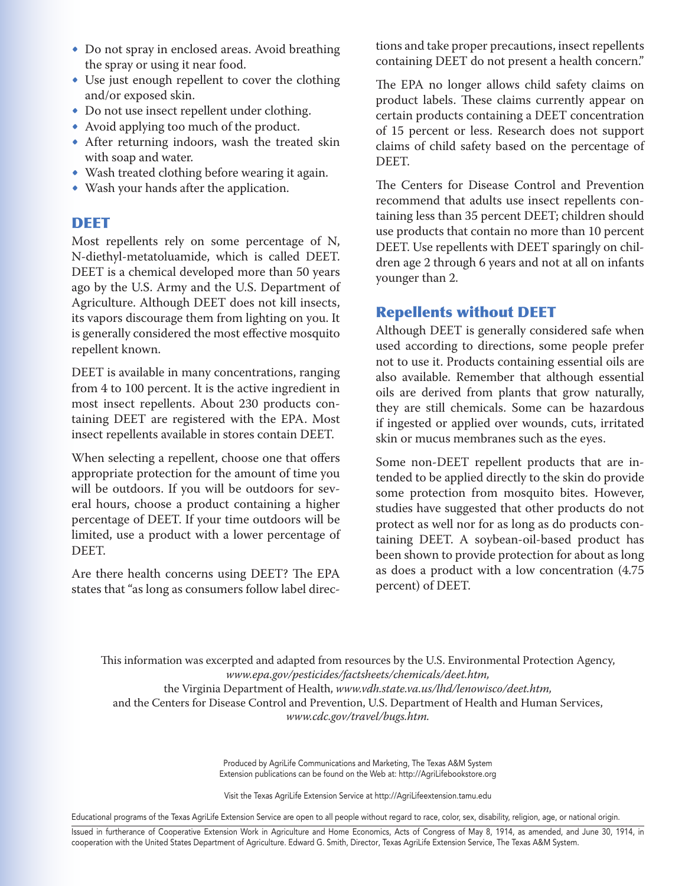- Do not spray in enclosed areas. Avoid breathing the spray or using it near food.
- Use just enough repellent to cover the clothing and/or exposed skin.
- Do not use insect repellent under clothing.
- Avoid applying too much of the product.
- After returning indoors, wash the treated skin with soap and water.
- Wash treated clothing before wearing it again.
- Wash your hands after the application.

## DEET

Most repellents rely on some percentage of N, N-diethyl-metatoluamide, which is called DEET. DEET is a chemical developed more than 50 years ago by the U.S. Army and the U.S. Department of Agriculture. Although DEET does not kill insects, its vapors discourage them from lighting on you. It is generally considered the most effective mosquito repellent known.

DEET is available in many concentrations, ranging from 4 to 100 percent. It is the active ingredient in most insect repellents. About 230 products containing DEET are registered with the EPA. Most insect repellents available in stores contain DEET.

When selecting a repellent, choose one that offers appropriate protection for the amount of time you will be outdoors. If you will be outdoors for several hours, choose a product containing a higher percentage of DEET. If your time outdoors will be limited, use a product with a lower percentage of DEET.

Are there health concerns using DEET? The EPA states that "as long as consumers follow label directions and take proper precautions, insect repellents containing DEET do not present a health concern."

The EPA no longer allows child safety claims on product labels. These claims currently appear on certain products containing a DEET concentration of 15 percent or less. Research does not support claims of child safety based on the percentage of DEET.

The Centers for Disease Control and Prevention recommend that adults use insect repellents containing less than 35 percent DEET; children should use products that contain no more than 10 percent DEET. Use repellents with DEET sparingly on children age 2 through 6 years and not at all on infants younger than 2.

## Repellents without DEET

Although DEET is generally considered safe when used according to directions, some people prefer not to use it. Products containing essential oils are also available. Remember that although essential oils are derived from plants that grow naturally, they are still chemicals. Some can be hazardous if ingested or applied over wounds, cuts, irritated skin or mucus membranes such as the eyes.

Some non-DEET repellent products that are intended to be applied directly to the skin do provide some protection from mosquito bites. However, studies have suggested that other products do not protect as well nor for as long as do products containing DEET. A soybean-oil-based product has been shown to provide protection for about as long as does a product with a low concentration (4.75 percent) of DEET.

This information was excerpted and adapted from resources by the U.S. Environmental Protection Agency, *www.epa.gov/pesticides/factsheets/chemicals/deet.htm,* the Virginia Department of Health, *www.vdh.state.va.us/lhd/lenowisco/deet.htm,* and the Centers for Disease Control and Prevention, U.S. Department of Health and Human Services, *www.cdc.gov/travel/bugs.htm.*

Produced by AgriLife Communications and Marketing, The Texas A&M System
Extension publications can be found on the Web at: http://AgriLifebookstore.org

Visit the Texas AgriLife Extension Service at http://AgriLifeextension.tamu.edu

Educational programs of the Texas AgriLife Extension Service are open to all people without regard to race, color, sex, disability, religion, age, or national origin.

Issued in furtherance of Cooperative Extension Work in Agriculture and Home Economics, Acts of Congress of May 8, 1914, as amended, and June 30, 1914, in cooperation with the United States Department of Agriculture. Edward G. Smith, Director, Texas AgriLife Extension Service, The Texas A&M System.